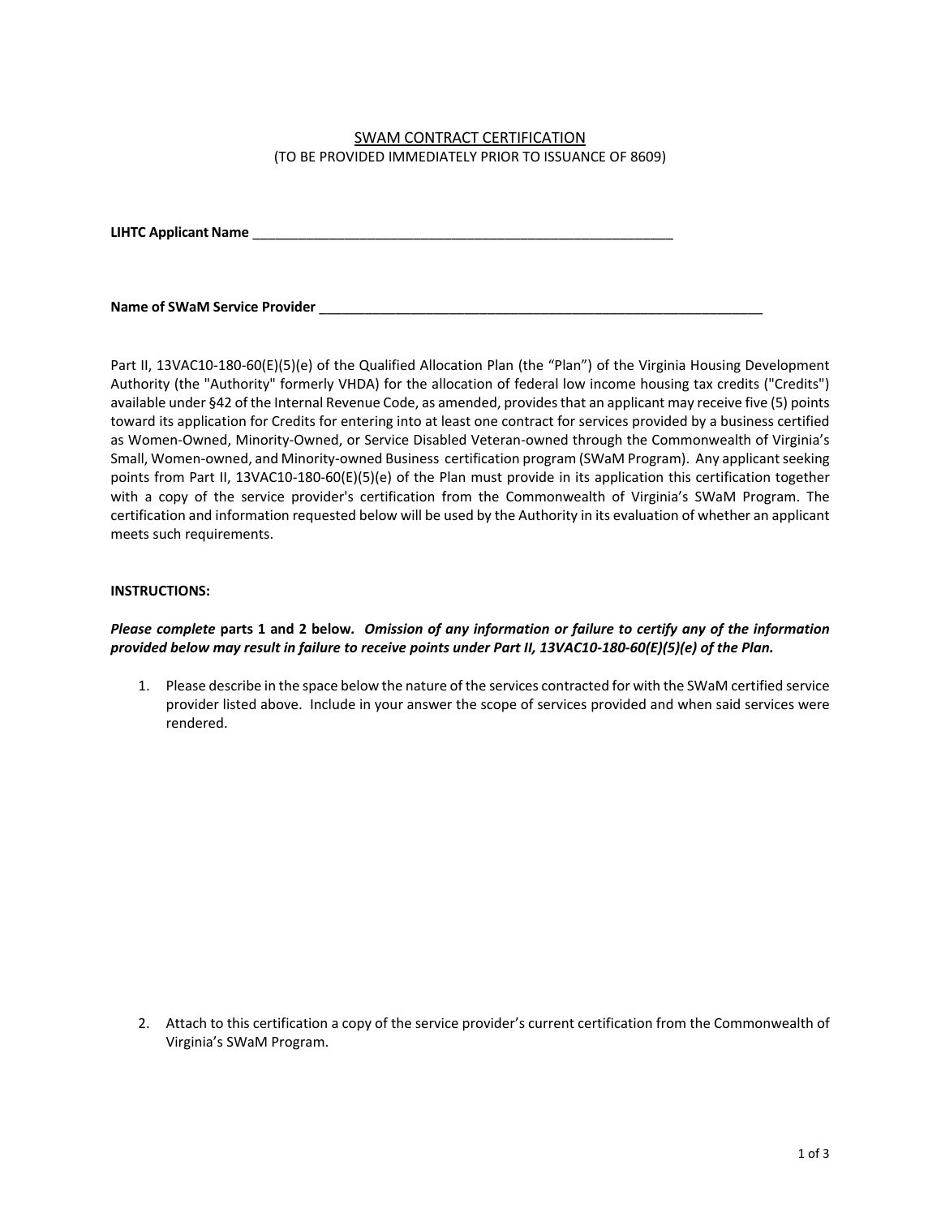<u>SWAM CONTRACT CERTIFICATION</u>

(TO BE PROVIDED IMMEDIATELY PRIOR TO ISSUANCE OF 8609)

**LIHTC Applicant Name** ___________________________________________________________

**Name of SWaM Service Provider** _____________________________________________________________

Part II, 13VAC10-180-60(E)(5)(e) of the Qualified Allocation Plan (the "Plan") of the Virginia Housing Development Authority (the "Authority" formerly VHDA) for the allocation of federal low income housing tax credits ("Credits") available under §42 of the Internal Revenue Code, as amended, provides that an applicant may receive five (5) points toward its application for Credits for entering into at least one contract for services provided by a business certified as Women-Owned, Minority-Owned, or Service Disabled Veteran-owned through the Commonwealth of Virginia's Small, Women-owned, and Minority-owned Business certification program (SWaM Program). Any applicant seeking points from Part II, 13VAC10-180-60(E)(5)(e) of the Plan must provide in its application this certification together with a copy of the service provider's certification from the Commonwealth of Virginia's SWaM Program. The certification and information requested below will be used by the Authority in its evaluation of whether an applicant meets such requirements.

**INSTRUCTIONS:**

***Please complete*** **parts 1 and 2 below.** ***Omission of any information or failure to certify any of the information provided below may result in failure to receive points under Part II, 13VAC10-180-60(E)(5)(e) of the Plan.***

1. Please describe in the space below the nature of the services contracted for with the SWaM certified service provider listed above. Include in your answer the scope of services provided and when said services were rendered.

2. Attach to this certification a copy of the service provider's current certification from the Commonwealth of Virginia's SWaM Program.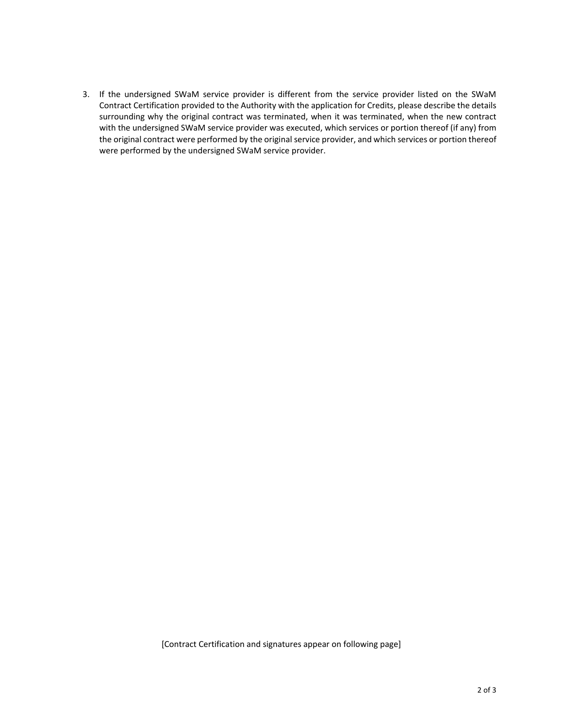3. If the undersigned SWaM service provider is different from the service provider listed on the SWaM Contract Certification provided to the Authority with the application for Credits, please describe the details surrounding why the original contract was terminated, when it was terminated, when the new contract with the undersigned SWaM service provider was executed, which services or portion thereof (if any) from the original contract were performed by the original service provider, and which services or portion thereof were performed by the undersigned SWaM service provider.

[Contract Certification and signatures appear on following page]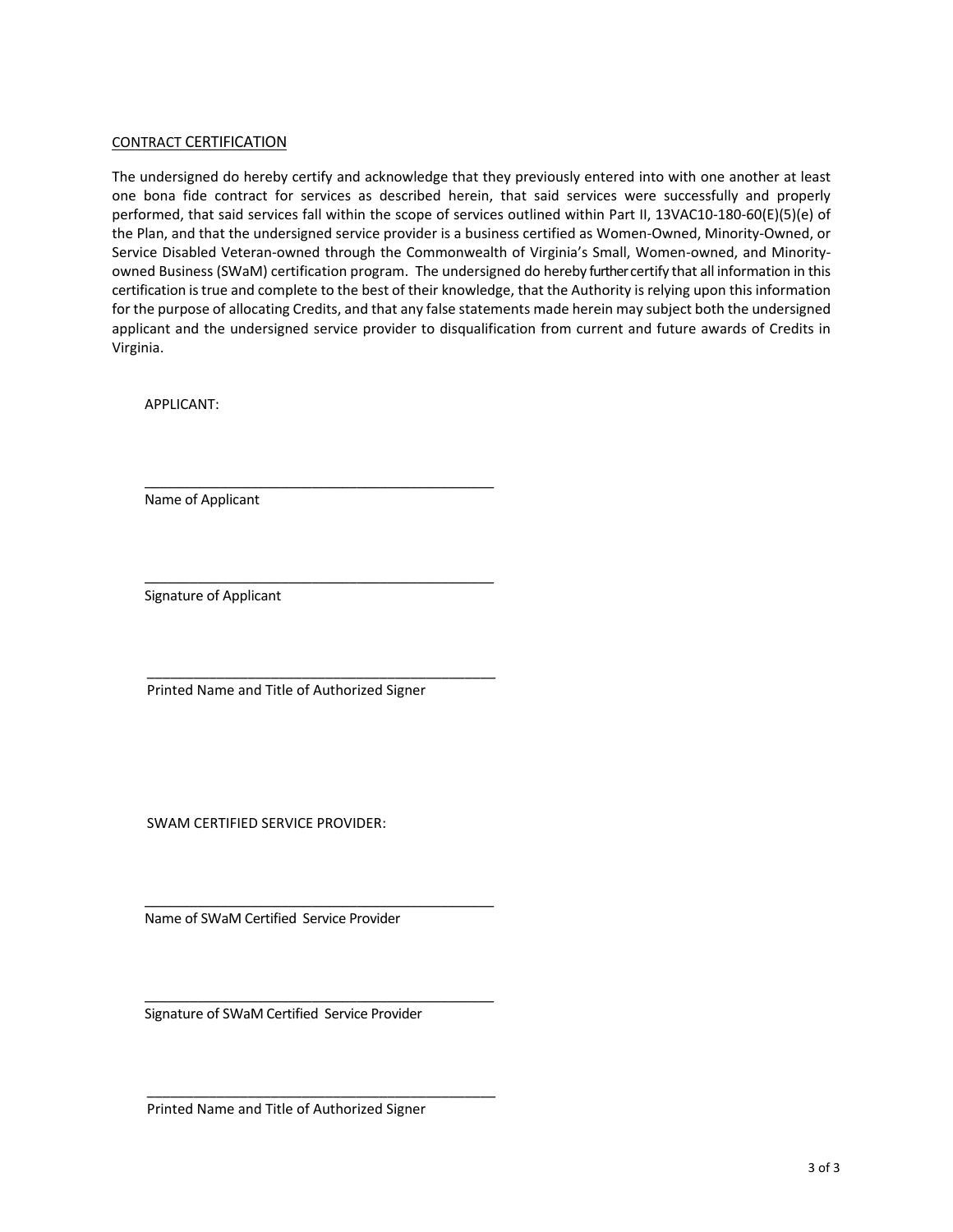CONTRACT CERTIFICATION

The undersigned do hereby certify and acknowledge that they previously entered into with one another at least one bona fide contract for services as described herein, that said services were successfully and properly performed, that said services fall within the scope of services outlined within Part II, 13VAC10-180-60(E)(5)(e) of the Plan, and that the undersigned service provider is a business certified as Women-Owned, Minority-Owned, or Service Disabled Veteran-owned through the Commonwealth of Virginia's Small, Women-owned, and Minority-owned Business (SWaM) certification program. The undersigned do hereby further certify that all information in this certification is true and complete to the best of their knowledge, that the Authority is relying upon this information for the purpose of allocating Credits, and that any false statements made herein may subject both the undersigned applicant and the undersigned service provider to disqualification from current and future awards of Credits in Virginia.

APPLICANT:

______________________________________________
Name of Applicant

______________________________________________
Signature of Applicant

______________________________________________
Printed Name and Title of Authorized Signer

SWAM CERTIFIED SERVICE PROVIDER:

______________________________________________
Name of SWaM Certified Service Provider

______________________________________________
Signature of SWaM Certified Service Provider

______________________________________________
Printed Name and Title of Authorized Signer